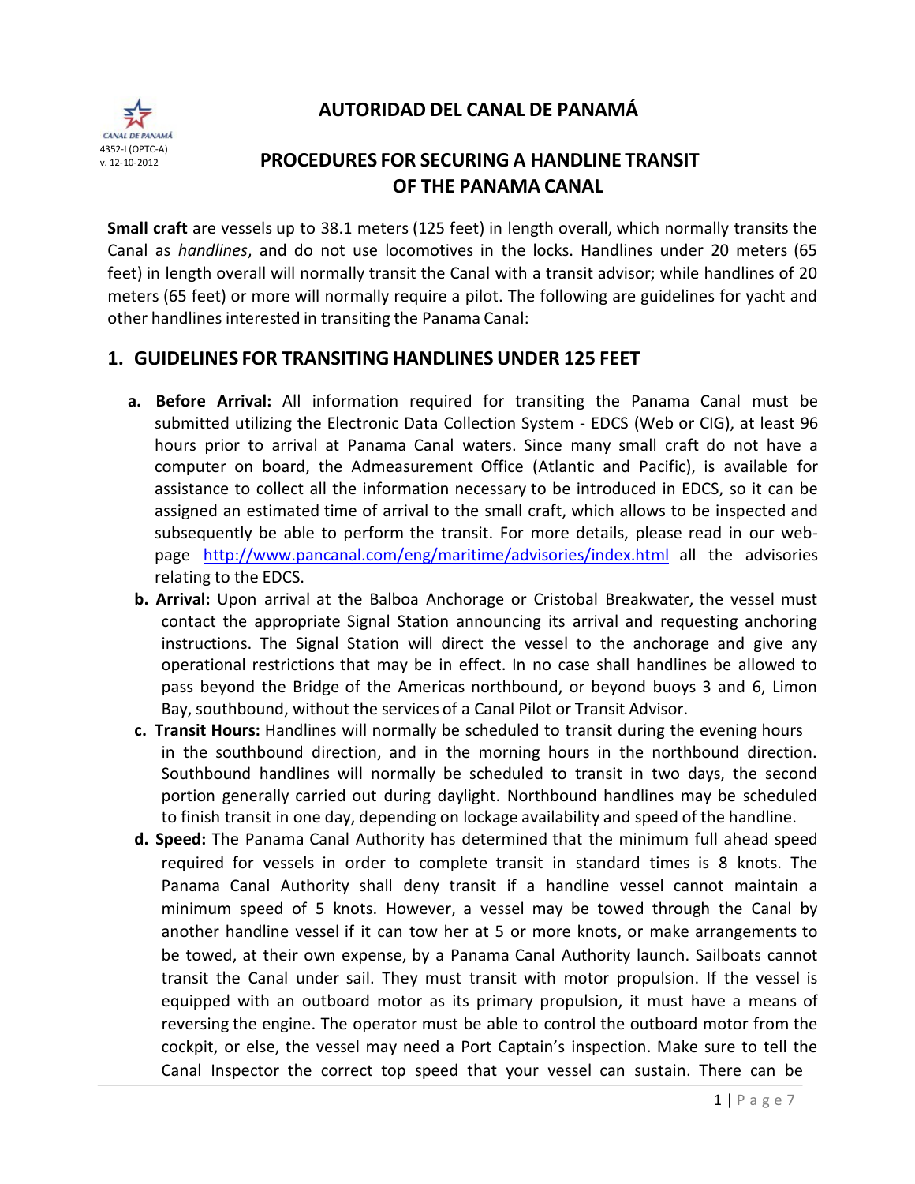# AUTORIDAD DEL CANAL DE PANAMÁ

4352-I (OPTC-A)
v. 12-10-2012

## PROCEDURES FOR SECURING A HANDLINE TRANSIT OF THE PANAMA CANAL

**Small craft** are vessels up to 38.1 meters (125 feet) in length overall, which normally transits the Canal as *handlines*, and do not use locomotives in the locks. Handlines under 20 meters (65 feet) in length overall will normally transit the Canal with a transit advisor; while handlines of 20 meters (65 feet) or more will normally require a pilot. The following are guidelines for yacht and other handlines interested in transiting the Panama Canal:

## 1. GUIDELINES FOR TRANSITING HANDLINES UNDER 125 FEET

a. **Before Arrival:** All information required for transiting the Panama Canal must be submitted utilizing the Electronic Data Collection System - EDCS (Web or CIG), at least 96 hours prior to arrival at Panama Canal waters. Since many small craft do not have a computer on board, the Admeasurement Office (Atlantic and Pacific), is available for assistance to collect all the information necessary to be introduced in EDCS, so it can be assigned an estimated time of arrival to the small craft, which allows to be inspected and subsequently be able to perform the transit. For more details, please read in our web-page http://www.pancanal.com/eng/maritime/advisories/index.html all the advisories relating to the EDCS.

b. **Arrival:** Upon arrival at the Balboa Anchorage or Cristobal Breakwater, the vessel must contact the appropriate Signal Station announcing its arrival and requesting anchoring instructions. The Signal Station will direct the vessel to the anchorage and give any operational restrictions that may be in effect. In no case shall handlines be allowed to pass beyond the Bridge of the Americas northbound, or beyond buoys 3 and 6, Limon Bay, southbound, without the services of a Canal Pilot or Transit Advisor.

c. **Transit Hours:** Handlines will normally be scheduled to transit during the evening hours in the southbound direction, and in the morning hours in the northbound direction. Southbound handlines will normally be scheduled to transit in two days, the second portion generally carried out during daylight. Northbound handlines may be scheduled to finish transit in one day, depending on lockage availability and speed of the handline.

d. **Speed:** The Panama Canal Authority has determined that the minimum full ahead speed required for vessels in order to complete transit in standard times is 8 knots. The Panama Canal Authority shall deny transit if a handline vessel cannot maintain a minimum speed of 5 knots. However, a vessel may be towed through the Canal by another handline vessel if it can tow her at 5 or more knots, or make arrangements to be towed, at their own expense, by a Panama Canal Authority launch. Sailboats cannot transit the Canal under sail. They must transit with motor propulsion. If the vessel is equipped with an outboard motor as its primary propulsion, it must have a means of reversing the engine. The operator must be able to control the outboard motor from the cockpit, or else, the vessel may need a Port Captain's inspection. Make sure to tell the Canal Inspector the correct top speed that your vessel can sustain. There can be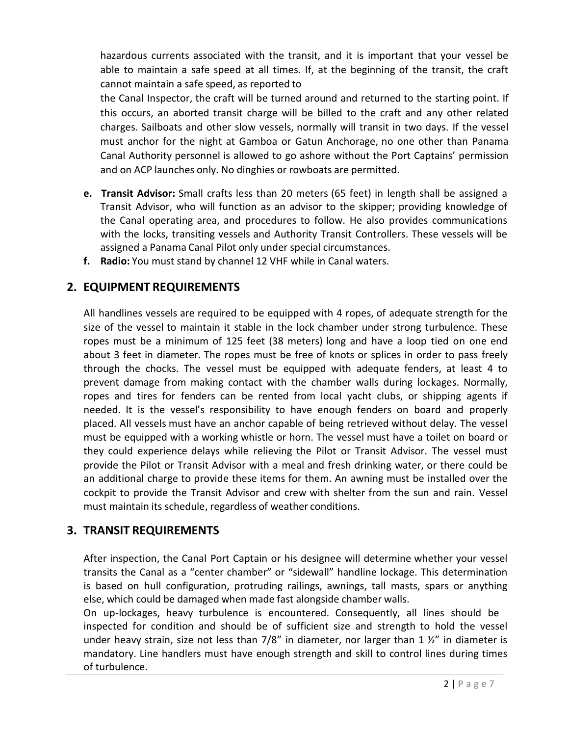hazardous currents associated with the transit, and it is important that your vessel be able to maintain a safe speed at all times. If, at the beginning of the transit, the craft cannot maintain a safe speed, as reported to the Canal Inspector, the craft will be turned around and returned to the starting point. If this occurs, an aborted transit charge will be billed to the craft and any other related charges. Sailboats and other slow vessels, normally will transit in two days. If the vessel must anchor for the night at Gamboa or Gatun Anchorage, no one other than Panama Canal Authority personnel is allowed to go ashore without the Port Captains' permission and on ACP launches only. No dinghies or rowboats are permitted.

- **e. Transit Advisor:** Small crafts less than 20 meters (65 feet) in length shall be assigned a Transit Advisor, who will function as an advisor to the skipper; providing knowledge of the Canal operating area, and procedures to follow. He also provides communications with the locks, transiting vessels and Authority Transit Controllers. These vessels will be assigned a Panama Canal Pilot only under special circumstances.
- **f. Radio:** You must stand by channel 12 VHF while in Canal waters.

## 2. EQUIPMENT REQUIREMENTS

All handlines vessels are required to be equipped with 4 ropes, of adequate strength for the size of the vessel to maintain it stable in the lock chamber under strong turbulence. These ropes must be a minimum of 125 feet (38 meters) long and have a loop tied on one end about 3 feet in diameter. The ropes must be free of knots or splices in order to pass freely through the chocks. The vessel must be equipped with adequate fenders, at least 4 to prevent damage from making contact with the chamber walls during lockages. Normally, ropes and tires for fenders can be rented from local yacht clubs, or shipping agents if needed. It is the vessel's responsibility to have enough fenders on board and properly placed. All vessels must have an anchor capable of being retrieved without delay. The vessel must be equipped with a working whistle or horn. The vessel must have a toilet on board or they could experience delays while relieving the Pilot or Transit Advisor. The vessel must provide the Pilot or Transit Advisor with a meal and fresh drinking water, or there could be an additional charge to provide these items for them. An awning must be installed over the cockpit to provide the Transit Advisor and crew with shelter from the sun and rain. Vessel must maintain its schedule, regardless of weather conditions.

## 3. TRANSIT REQUIREMENTS

After inspection, the Canal Port Captain or his designee will determine whether your vessel transits the Canal as a "center chamber" or "sidewall" handline lockage. This determination is based on hull configuration, protruding railings, awnings, tall masts, spars or anything else, which could be damaged when made fast alongside chamber walls.

On up-lockages, heavy turbulence is encountered. Consequently, all lines should be inspected for condition and should be of sufficient size and strength to hold the vessel under heavy strain, size not less than 7/8" in diameter, nor larger than 1 ½" in diameter is mandatory. Line handlers must have enough strength and skill to control lines during times of turbulence.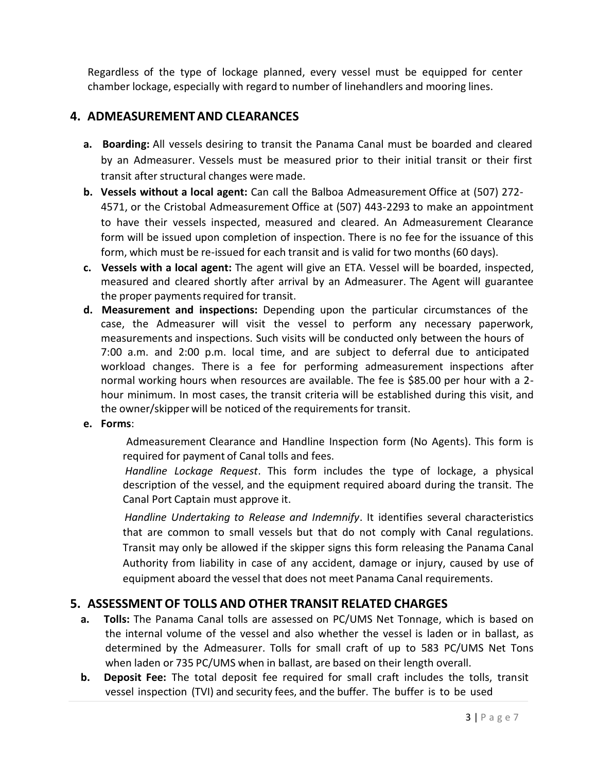Regardless of the type of lockage planned, every vessel must be equipped for center chamber lockage, especially with regard to number of linehandlers and mooring lines.

## 4. ADMEASUREMENT AND CLEARANCES

- **a. Boarding:** All vessels desiring to transit the Panama Canal must be boarded and cleared by an Admeasurer. Vessels must be measured prior to their initial transit or their first transit after structural changes were made.
- **b. Vessels without a local agent:** Can call the Balboa Admeasurement Office at (507) 272-4571, or the Cristobal Admeasurement Office at (507) 443-2293 to make an appointment to have their vessels inspected, measured and cleared. An Admeasurement Clearance form will be issued upon completion of inspection. There is no fee for the issuance of this form, which must be re-issued for each transit and is valid for two months (60 days).
- **c. Vessels with a local agent:** The agent will give an ETA. Vessel will be boarded, inspected, measured and cleared shortly after arrival by an Admeasurer. The Agent will guarantee the proper payments required for transit.
- **d. Measurement and inspections:** Depending upon the particular circumstances of the case, the Admeasurer will visit the vessel to perform any necessary paperwork, measurements and inspections. Such visits will be conducted only between the hours of 7:00 a.m. and 2:00 p.m. local time, and are subject to deferral due to anticipated workload changes. There is a fee for performing admeasurement inspections after normal working hours when resources are available. The fee is $85.00 per hour with a 2-hour minimum. In most cases, the transit criteria will be established during this visit, and the owner/skipper will be noticed of the requirements for transit.
- **e. Forms**:

  Admeasurement Clearance and Handline Inspection form (No Agents). This form is required for payment of Canal tolls and fees.

  *Handline Lockage Request*. This form includes the type of lockage, a physical description of the vessel, and the equipment required aboard during the transit. The Canal Port Captain must approve it.

  *Handline Undertaking to Release and Indemnify*. It identifies several characteristics that are common to small vessels but that do not comply with Canal regulations. Transit may only be allowed if the skipper signs this form releasing the Panama Canal Authority from liability in case of any accident, damage or injury, caused by use of equipment aboard the vessel that does not meet Panama Canal requirements.

## 5. ASSESSMENT OF TOLLS AND OTHER TRANSIT RELATED CHARGES

- **a. Tolls:** The Panama Canal tolls are assessed on PC/UMS Net Tonnage, which is based on the internal volume of the vessel and also whether the vessel is laden or in ballast, as determined by the Admeasurer. Tolls for small craft of up to 583 PC/UMS Net Tons when laden or 735 PC/UMS when in ballast, are based on their length overall.
- **b. Deposit Fee:** The total deposit fee required for small craft includes the tolls, transit vessel inspection (TVI) and security fees, and the buffer. The buffer is to be used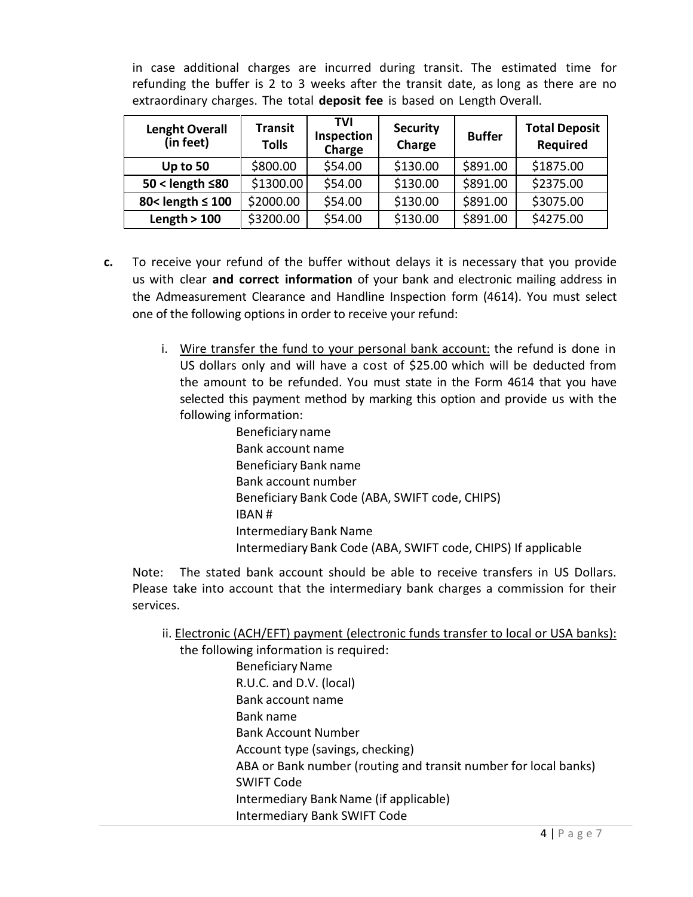in case additional charges are incurred during transit. The estimated time for refunding the buffer is 2 to 3 weeks after the transit date, as long as there are no extraordinary charges. The total **deposit fee** is based on Length Overall.

| Lenght Overall (in feet) | Transit Tolls | TVI Inspection Charge | Security Charge | Buffer | Total Deposit Required |
|---|---|---|---|---|---|
| **Up to 50** | $800.00 | $54.00 | $130.00 | $891.00 | $1875.00 |
| **50 < length ≤80** | $1300.00 | $54.00 | $130.00 | $891.00 | $2375.00 |
| **80< length ≤ 100** | $2000.00 | $54.00 | $130.00 | $891.00 | $3075.00 |
| **Length > 100** | $3200.00 | $54.00 | $130.00 | $891.00 | $4275.00 |

**c.** To receive your refund of the buffer without delays it is necessary that you provide us with clear **and correct information** of your bank and electronic mailing address in the Admeasurement Clearance and Handline Inspection form (4614). You must select one of the following options in order to receive your refund:

i. Wire transfer the fund to your personal bank account: the refund is done in US dollars only and will have a cost of $25.00 which will be deducted from the amount to be refunded. You must state in the Form 4614 that you have selected this payment method by marking this option and provide us with the following information:

- Beneficiary name
- Bank account name
- Beneficiary Bank name
- Bank account number
- Beneficiary Bank Code (ABA, SWIFT code, CHIPS)
- IBAN #
- Intermediary Bank Name
- Intermediary Bank Code (ABA, SWIFT code, CHIPS) If applicable

Note: The stated bank account should be able to receive transfers in US Dollars. Please take into account that the intermediary bank charges a commission for their services.

ii. Electronic (ACH/EFT) payment (electronic funds transfer to local or USA banks): the following information is required:

- Beneficiary Name
- R.U.C. and D.V. (local)
- Bank account name
- Bank name
- Bank Account Number
- Account type (savings, checking)
- ABA or Bank number (routing and transit number for local banks)
- SWIFT Code
- Intermediary Bank Name (if applicable)
- Intermediary Bank SWIFT Code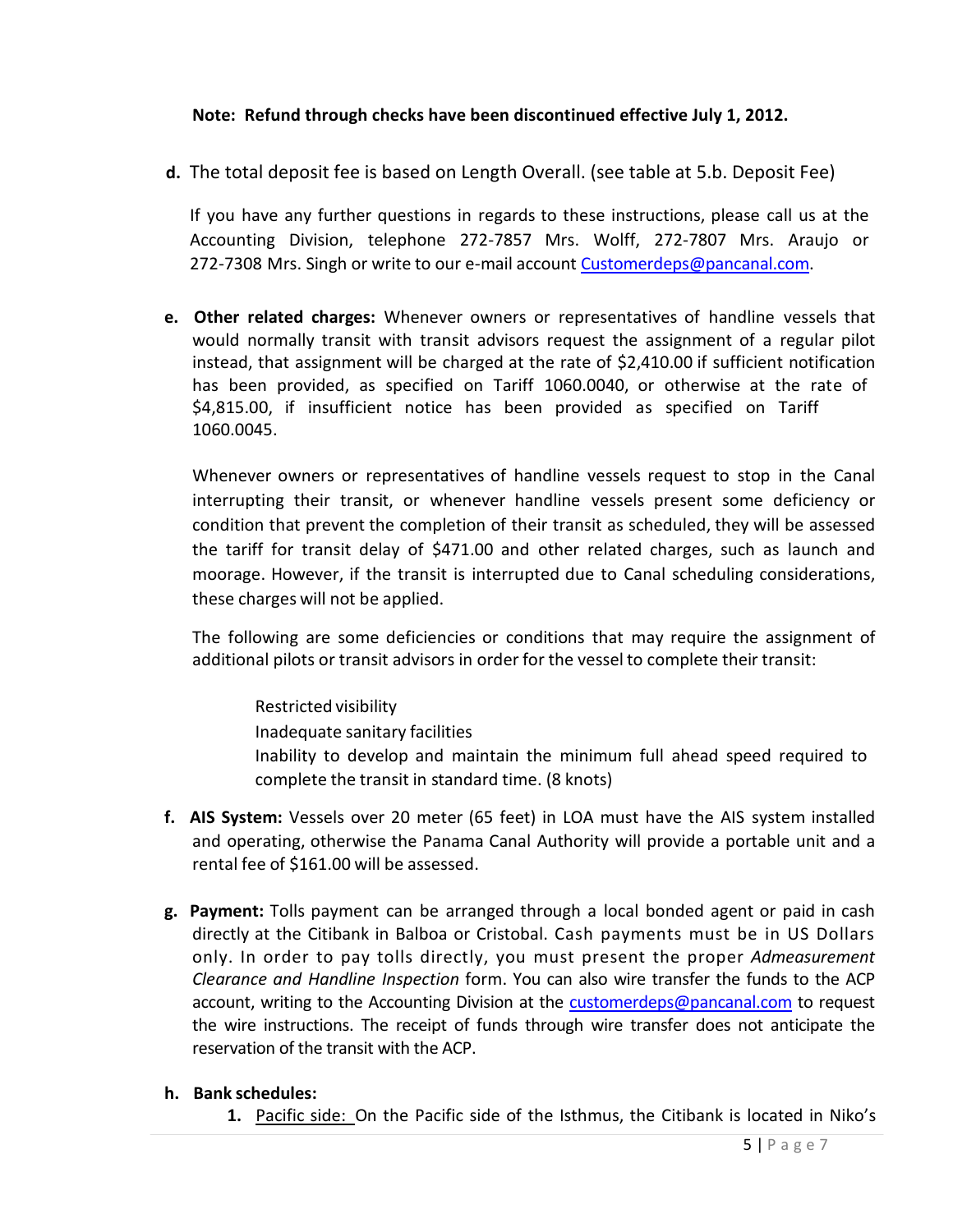**Note: Refund through checks have been discontinued effective July 1, 2012.**

**d.** The total deposit fee is based on Length Overall. (see table at 5.b. Deposit Fee)

If you have any further questions in regards to these instructions, please call us at the Accounting Division, telephone 272-7857 Mrs. Wolff, 272-7807 Mrs. Araujo or 272-7308 Mrs. Singh or write to our e-mail account Customerdeps@pancanal.com.

**e. Other related charges:** Whenever owners or representatives of handline vessels that would normally transit with transit advisors request the assignment of a regular pilot instead, that assignment will be charged at the rate of $2,410.00 if sufficient notification has been provided, as specified on Tariff 1060.0040, or otherwise at the rate of $4,815.00, if insufficient notice has been provided as specified on Tariff 1060.0045.

Whenever owners or representatives of handline vessels request to stop in the Canal interrupting their transit, or whenever handline vessels present some deficiency or condition that prevent the completion of their transit as scheduled, they will be assessed the tariff for transit delay of $471.00 and other related charges, such as launch and moorage. However, if the transit is interrupted due to Canal scheduling considerations, these charges will not be applied.

The following are some deficiencies or conditions that may require the assignment of additional pilots or transit advisors in order for the vessel to complete their transit:

- Restricted visibility
- Inadequate sanitary facilities
- Inability to develop and maintain the minimum full ahead speed required to complete the transit in standard time. (8 knots)

**f. AIS System:** Vessels over 20 meter (65 feet) in LOA must have the AIS system installed and operating, otherwise the Panama Canal Authority will provide a portable unit and a rental fee of $161.00 will be assessed.

**g. Payment:** Tolls payment can be arranged through a local bonded agent or paid in cash directly at the Citibank in Balboa or Cristobal. Cash payments must be in US Dollars only. In order to pay tolls directly, you must present the proper *Admeasurement Clearance and Handline Inspection* form. You can also wire transfer the funds to the ACP account, writing to the Accounting Division at the customerdeps@pancanal.com to request the wire instructions. The receipt of funds through wire transfer does not anticipate the reservation of the transit with the ACP.

**h. Bank schedules:**

1. Pacific side: On the Pacific side of the Isthmus, the Citibank is located in Niko's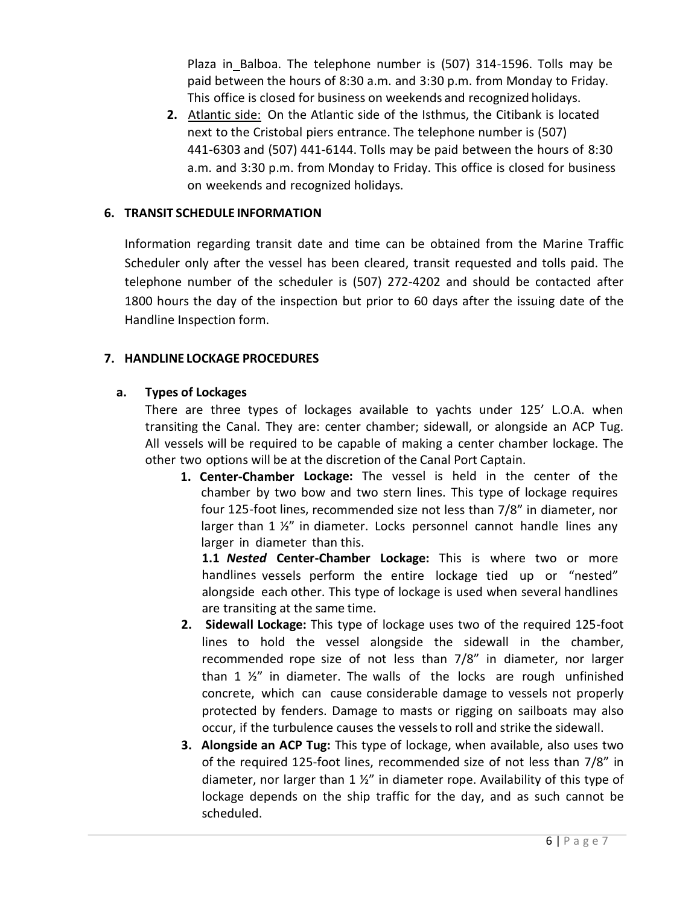Plaza in Balboa. The telephone number is (507) 314-1596. Tolls may be paid between the hours of 8:30 a.m. and 3:30 p.m. from Monday to Friday. This office is closed for business on weekends and recognized holidays.

2. Atlantic side: On the Atlantic side of the Isthmus, the Citibank is located next to the Cristobal piers entrance. The telephone number is (507) 441-6303 and (507) 441-6144. Tolls may be paid between the hours of 8:30 a.m. and 3:30 p.m. from Monday to Friday. This office is closed for business on weekends and recognized holidays.

## 6. TRANSIT SCHEDULE INFORMATION

Information regarding transit date and time can be obtained from the Marine Traffic Scheduler only after the vessel has been cleared, transit requested and tolls paid. The telephone number of the scheduler is (507) 272-4202 and should be contacted after 1800 hours the day of the inspection but prior to 60 days after the issuing date of the Handline Inspection form.

## 7. HANDLINE LOCKAGE PROCEDURES

### a. Types of Lockages

There are three types of lockages available to yachts under 125' L.O.A. when transiting the Canal. They are: center chamber; sidewall, or alongside an ACP Tug. All vessels will be required to be capable of making a center chamber lockage. The other two options will be at the discretion of the Canal Port Captain.

1. **Center-Chamber Lockage:** The vessel is held in the center of the chamber by two bow and two stern lines. This type of lockage requires four 125-foot lines, recommended size not less than 7/8" in diameter, nor larger than 1 ½" in diameter. Locks personnel cannot handle lines any larger in diameter than this.

   **1.1 *Nested* Center-Chamber Lockage:** This is where two or more handlines vessels perform the entire lockage tied up or "nested" alongside each other. This type of lockage is used when several handlines are transiting at the same time.

2. **Sidewall Lockage:** This type of lockage uses two of the required 125-foot lines to hold the vessel alongside the sidewall in the chamber, recommended rope size of not less than 7/8" in diameter, nor larger than 1 ½" in diameter. The walls of the locks are rough unfinished concrete, which can cause considerable damage to vessels not properly protected by fenders. Damage to masts or rigging on sailboats may also occur, if the turbulence causes the vessels to roll and strike the sidewall.

3. **Alongside an ACP Tug:** This type of lockage, when available, also uses two of the required 125-foot lines, recommended size of not less than 7/8" in diameter, nor larger than 1 ½" in diameter rope. Availability of this type of lockage depends on the ship traffic for the day, and as such cannot be scheduled.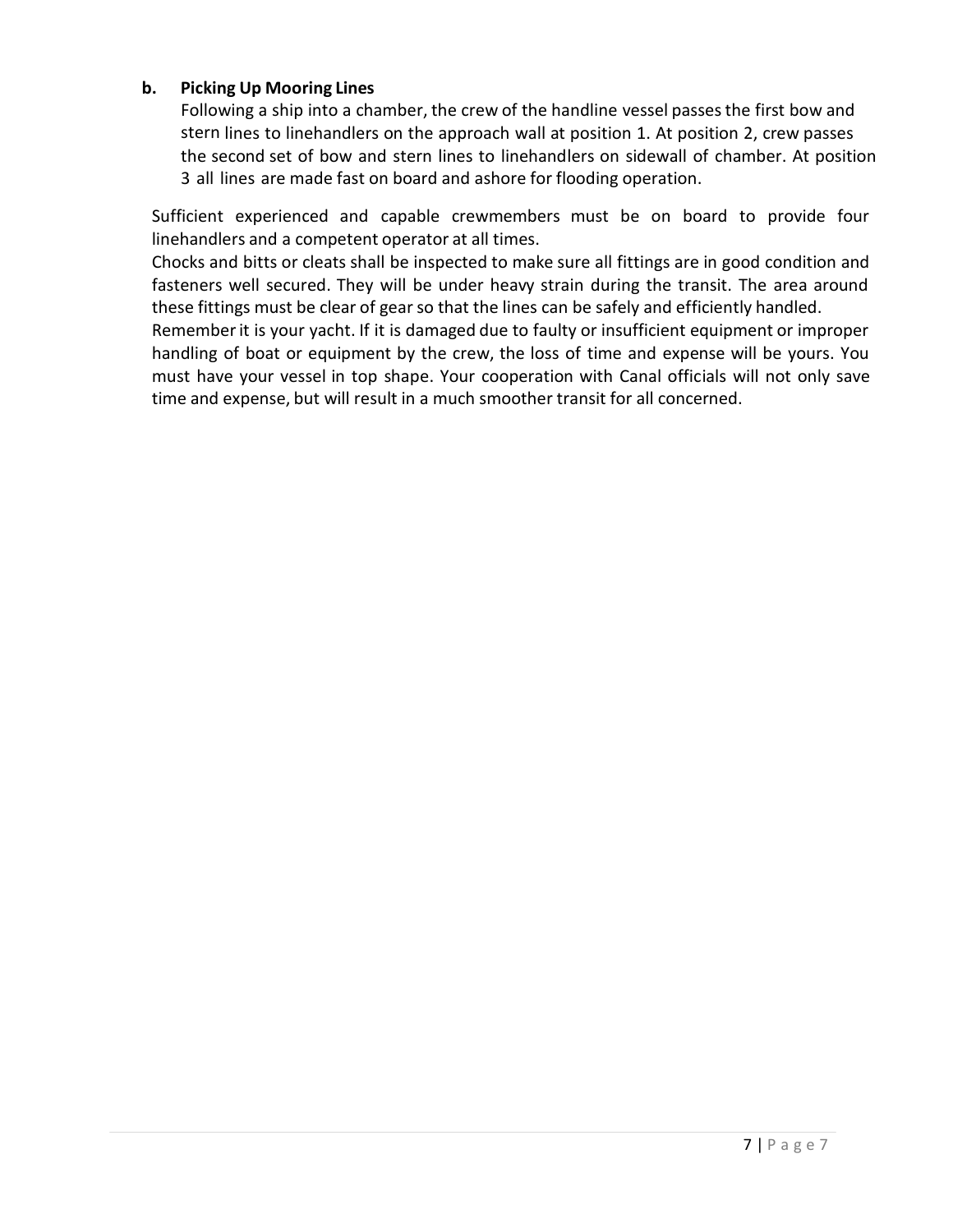**b. Picking Up Mooring Lines**

Following a ship into a chamber, the crew of the handline vessel passes the first bow and stern lines to linehandlers on the approach wall at position 1. At position 2, crew passes the second set of bow and stern lines to linehandlers on sidewall of chamber. At position 3 all lines are made fast on board and ashore for flooding operation.

Sufficient experienced and capable crewmembers must be on board to provide four linehandlers and a competent operator at all times.

Chocks and bitts or cleats shall be inspected to make sure all fittings are in good condition and fasteners well secured. They will be under heavy strain during the transit. The area around these fittings must be clear of gear so that the lines can be safely and efficiently handled.

Remember it is your yacht. If it is damaged due to faulty or insufficient equipment or improper handling of boat or equipment by the crew, the loss of time and expense will be yours. You must have your vessel in top shape. Your cooperation with Canal officials will not only save time and expense, but will result in a much smoother transit for all concerned.